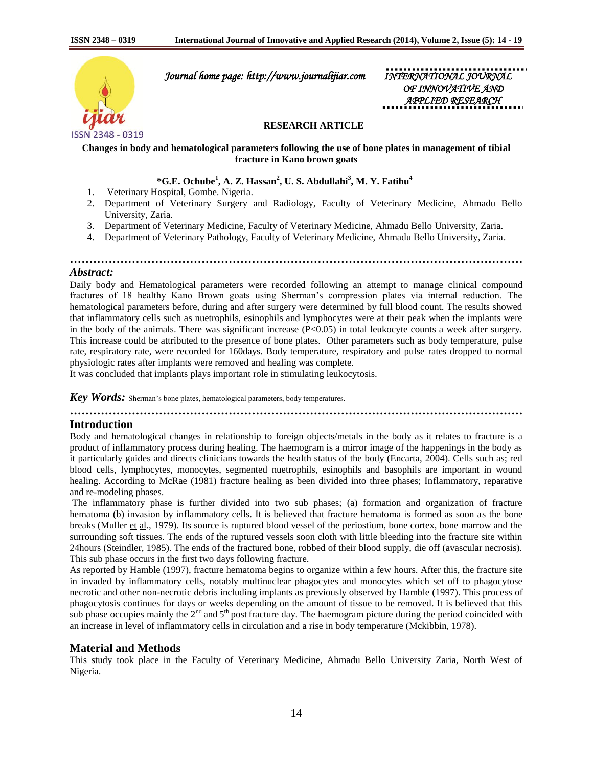Journal home page: http://www.journalijiar.com

INTERNATIONAL JOURNAL OF INNOVATIVE AND APPLIED RESEARCH

**RESEARCH ARTICLE**

# Changes in body and hematological parameters following the use of bone plates in management of tibial fracture in Kano brown goats

**\*G.E. Ochube[1], A. Z. Hassan[2], U. S. Abdullahi[3], M. Y. Fatihu[4]**

1. Veterinary Hospital, Gombe. Nigeria.
2. Department of Veterinary Surgery and Radiology, Faculty of Veterinary Medicine, Ahmadu Bello University, Zaria.
3. Department of Veterinary Medicine, Faculty of Veterinary Medicine, Ahmadu Bello University, Zaria.
4. Department of Veterinary Pathology, Faculty of Veterinary Medicine, Ahmadu Bello University, Zaria.

## *Abstract:*

Daily body and Hematological parameters were recorded following an attempt to manage clinical compound fractures of 18 healthy Kano Brown goats using Sherman's compression plates via internal reduction. The hematological parameters before, during and after surgery were determined by full blood count. The results showed that inflammatory cells such as nuetrophils, esinophils and lymphocytes were at their peak when the implants were in the body of the animals. There was significant increase ($P<0.05$) in total leukocyte counts a week after surgery. This increase could be attributed to the presence of bone plates. Other parameters such as body temperature, pulse rate, respiratory rate, were recorded for 160days. Body temperature, respiratory and pulse rates dropped to normal physiologic rates after implants were removed and healing was complete.

It was concluded that implants plays important role in stimulating leukocytosis.

***Key Words:*** Sherman's bone plates, hematological parameters, body temperatures.

## Introduction

Body and hematological changes in relationship to foreign objects/metals in the body as it relates to fracture is a product of inflammatory process during healing. The haemogram is a mirror image of the happenings in the body as it particularly guides and directs clinicians towards the health status of the body (Encarta, 2004). Cells such as; red blood cells, lymphocytes, monocytes, segmented nuetrophils, esinophils and basophils are important in wound healing. According to McRae (1981) fracture healing as been divided into three phases; Inflammatory, reparative and re-modeling phases.

The inflammatory phase is further divided into two sub phases; (a) formation and organization of fracture hematoma (b) invasion by inflammatory cells. It is believed that fracture hematoma is formed as soon as the bone breaks (Muller et al., 1979). Its source is ruptured blood vessel of the periostium, bone cortex, bone marrow and the surrounding soft tissues. The ends of the ruptured vessels soon cloth with little bleeding into the fracture site within 24hours (Steindler, 1985). The ends of the fractured bone, robbed of their blood supply, die off (avascular necrosis). This sub phase occurs in the first two days following fracture.

As reported by Hamble (1997), fracture hematoma begins to organize within a few hours. After this, the fracture site in invaded by inflammatory cells, notably multinuclear phagocytes and monocytes which set off to phagocytose necrotic and other non-necrotic debris including implants as previously observed by Hamble (1997). This process of phagocytosis continues for days or weeks depending on the amount of tissue to be removed. It is believed that this sub phase occupies mainly the 2nd and 5th post fracture day. The haemogram picture during the period coincided with an increase in level of inflammatory cells in circulation and a rise in body temperature (Mckibbin, 1978).

## Material and Methods

This study took place in the Faculty of Veterinary Medicine, Ahmadu Bello University Zaria, North West of Nigeria.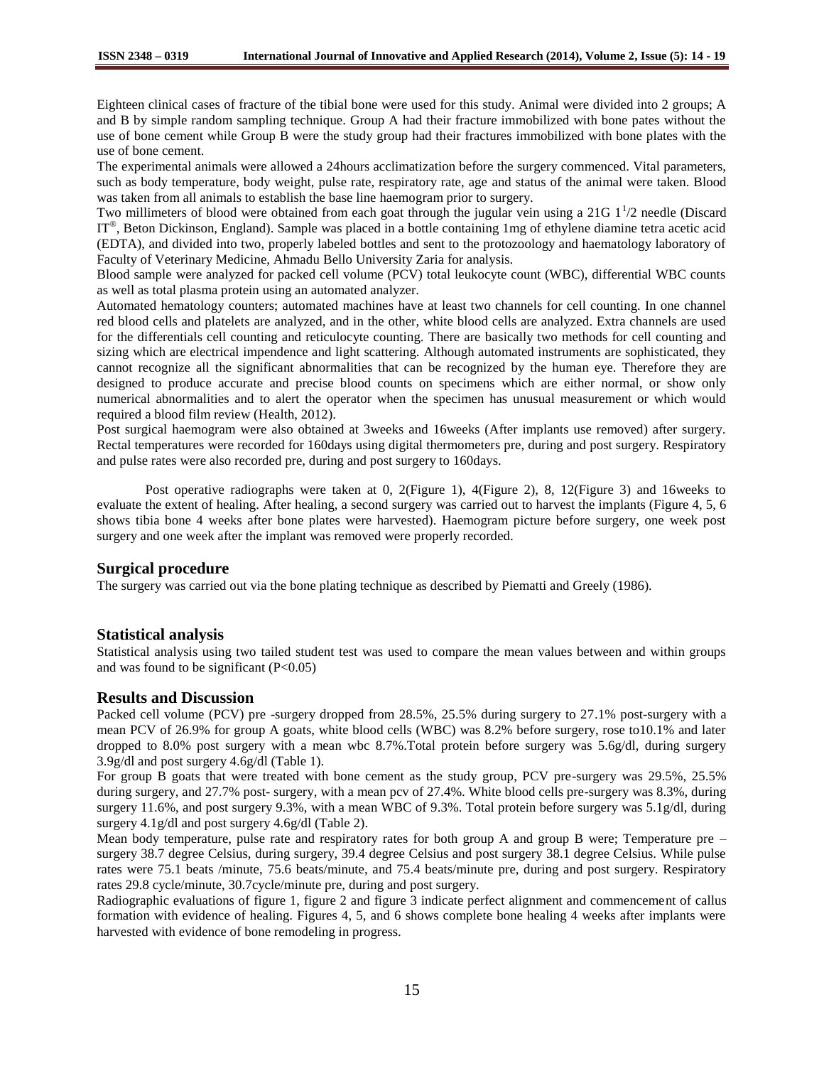Eighteen clinical cases of fracture of the tibial bone were used for this study. Animal were divided into 2 groups; A and B by simple random sampling technique. Group A had their fracture immobilized with bone pates without the use of bone cement while Group B were the study group had their fractures immobilized with bone plates with the use of bone cement.

The experimental animals were allowed a 24hours acclimatization before the surgery commenced. Vital parameters, such as body temperature, body weight, pulse rate, respiratory rate, age and status of the animal were taken. Blood was taken from all animals to establish the base line haemogram prior to surgery.

Two millimeters of blood were obtained from each goat through the jugular vein using a 21G $1^1/2$ needle (Discard IT®, Beton Dickinson, England). Sample was placed in a bottle containing 1mg of ethylene diamine tetra acetic acid (EDTA), and divided into two, properly labeled bottles and sent to the protozoology and haematology laboratory of Faculty of Veterinary Medicine, Ahmadu Bello University Zaria for analysis.

Blood sample were analyzed for packed cell volume (PCV) total leukocyte count (WBC), differential WBC counts as well as total plasma protein using an automated analyzer.

Automated hematology counters; automated machines have at least two channels for cell counting. In one channel red blood cells and platelets are analyzed, and in the other, white blood cells are analyzed. Extra channels are used for the differentials cell counting and reticulocyte counting. There are basically two methods for cell counting and sizing which are electrical impendence and light scattering. Although automated instruments are sophisticated, they cannot recognize all the significant abnormalities that can be recognized by the human eye. Therefore they are designed to produce accurate and precise blood counts on specimens which are either normal, or show only numerical abnormalities and to alert the operator when the specimen has unusual measurement or which would required a blood film review (Health, 2012).

Post surgical haemogram were also obtained at 3weeks and 16weeks (After implants use removed) after surgery. Rectal temperatures were recorded for 160days using digital thermometers pre, during and post surgery. Respiratory and pulse rates were also recorded pre, during and post surgery to 160days.

Post operative radiographs were taken at 0, 2(Figure 1), 4(Figure 2), 8, 12(Figure 3) and 16weeks to evaluate the extent of healing. After healing, a second surgery was carried out to harvest the implants (Figure 4, 5, 6 shows tibia bone 4 weeks after bone plates were harvested). Haemogram picture before surgery, one week post surgery and one week after the implant was removed were properly recorded.

## Surgical procedure

The surgery was carried out via the bone plating technique as described by Piematti and Greely (1986).

## Statistical analysis

Statistical analysis using two tailed student test was used to compare the mean values between and within groups and was found to be significant ($P<0.05$)

## Results and Discussion

Packed cell volume (PCV) pre -surgery dropped from 28.5%, 25.5% during surgery to 27.1% post-surgery with a mean PCV of 26.9% for group A goats, white blood cells (WBC) was 8.2% before surgery, rose to10.1% and later dropped to 8.0% post surgery with a mean wbc 8.7%.Total protein before surgery was 5.6g/dl, during surgery 3.9g/dl and post surgery 4.6g/dl (Table 1).

For group B goats that were treated with bone cement as the study group, PCV pre-surgery was 29.5%, 25.5% during surgery, and 27.7% post- surgery, with a mean pcv of 27.4%. White blood cells pre-surgery was 8.3%, during surgery 11.6%, and post surgery 9.3%, with a mean WBC of 9.3%. Total protein before surgery was 5.1g/dl, during surgery 4.1g/dl and post surgery 4.6g/dl (Table 2).

Mean body temperature, pulse rate and respiratory rates for both group A and group B were; Temperature pre – surgery 38.7 degree Celsius, during surgery, 39.4 degree Celsius and post surgery 38.1 degree Celsius. While pulse rates were 75.1 beats /minute, 75.6 beats/minute, and 75.4 beats/minute pre, during and post surgery. Respiratory rates 29.8 cycle/minute, 30.7cycle/minute pre, during and post surgery.

Radiographic evaluations of figure 1, figure 2 and figure 3 indicate perfect alignment and commencement of callus formation with evidence of healing. Figures 4, 5, and 6 shows complete bone healing 4 weeks after implants were harvested with evidence of bone remodeling in progress.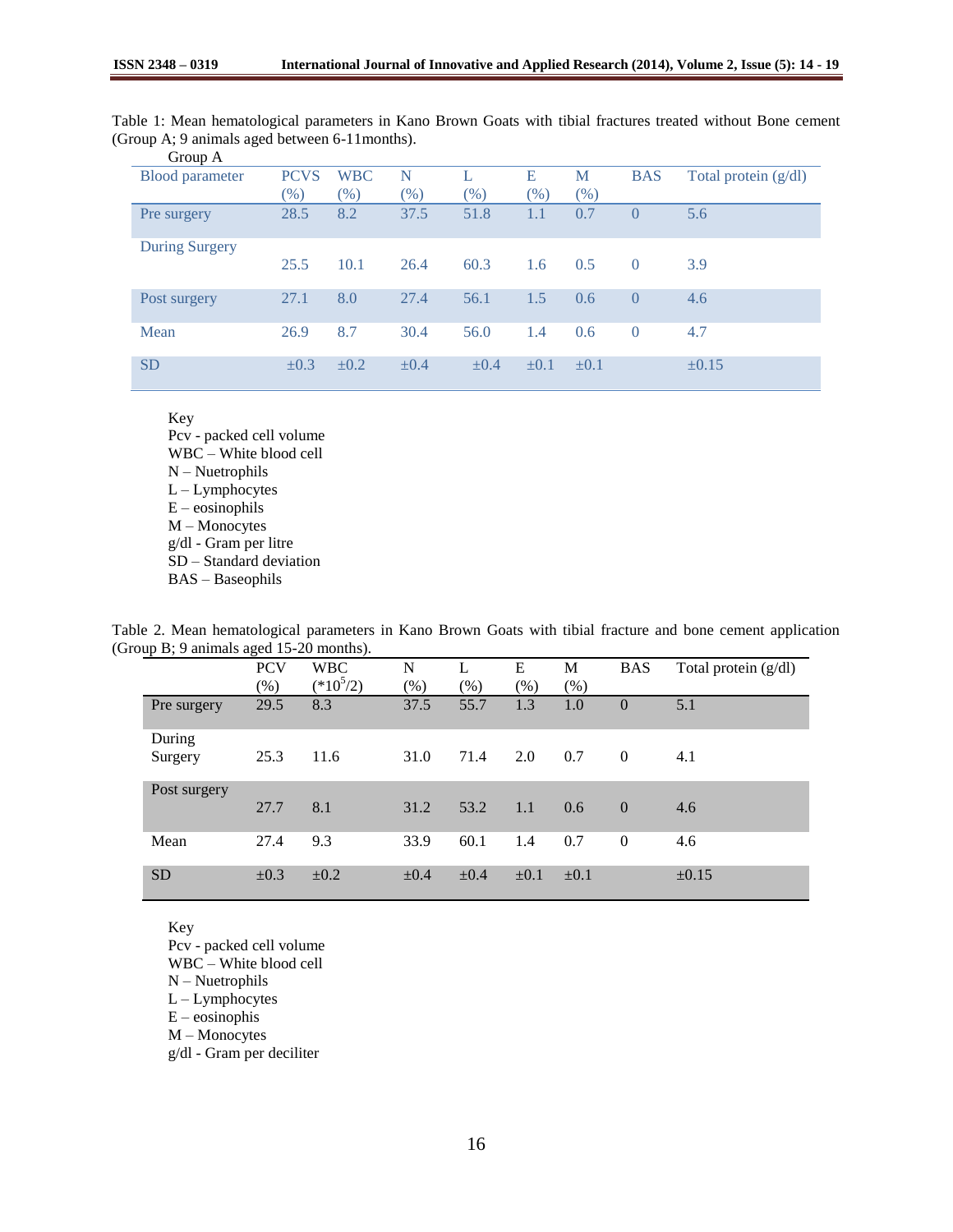Table 1: Mean hematological parameters in Kano Brown Goats with tibial fractures treated without Bone cement (Group A; 9 animals aged between 6-11months).

Group A

| Blood parameter | PCVS (%) | WBC (%) | N (%) | L (%) | E (%) | M (%) | BAS | Total protein (g/dl) |
|---|---|---|---|---|---|---|---|---|
| Pre surgery | 28.5 | 8.2 | 37.5 | 51.8 | 1.1 | 0.7 | 0 | 5.6 |
| During Surgery | 25.5 | 10.1 | 26.4 | 60.3 | 1.6 | 0.5 | 0 | 3.9 |
| Post surgery | 27.1 | 8.0 | 27.4 | 56.1 | 1.5 | 0.6 | 0 | 4.6 |
| Mean | 26.9 | 8.7 | 30.4 | 56.0 | 1.4 | 0.6 | 0 | 4.7 |
| SD | ±0.3 | ±0.2 | ±0.4 | ±0.4 | ±0.1 | ±0.1 | | ±0.15 |

Key
Pcv - packed cell volume
WBC – White blood cell
N – Nuetrophils
L – Lymphocytes
E – eosinophils
M – Monocytes
g/dl - Gram per litre
SD – Standard deviation
BAS – Baseophils

Table 2. Mean hematological parameters in Kano Brown Goats with tibial fracture and bone cement application (Group B; 9 animals aged 15-20 months).

| | PCV (%) | WBC ($*10^5/2$) | N (%) | L (%) | E (%) | M (%) | BAS | Total protein (g/dl) |
|---|---|---|---|---|---|---|---|---|
| Pre surgery | 29.5 | 8.3 | 37.5 | 55.7 | 1.3 | 1.0 | 0 | 5.1 |
| During Surgery | 25.3 | 11.6 | 31.0 | 71.4 | 2.0 | 0.7 | 0 | 4.1 |
| Post surgery | 27.7 | 8.1 | 31.2 | 53.2 | 1.1 | 0.6 | 0 | 4.6 |
| Mean | 27.4 | 9.3 | 33.9 | 60.1 | 1.4 | 0.7 | 0 | 4.6 |
| SD | ±0.3 | ±0.2 | ±0.4 | ±0.4 | ±0.1 | ±0.1 | | ±0.15 |

Key
Pcv - packed cell volume
WBC – White blood cell
N – Nuetrophils
L – Lymphocytes
E – eosinophils
M – Monocytes
g/dl - Gram per deciliter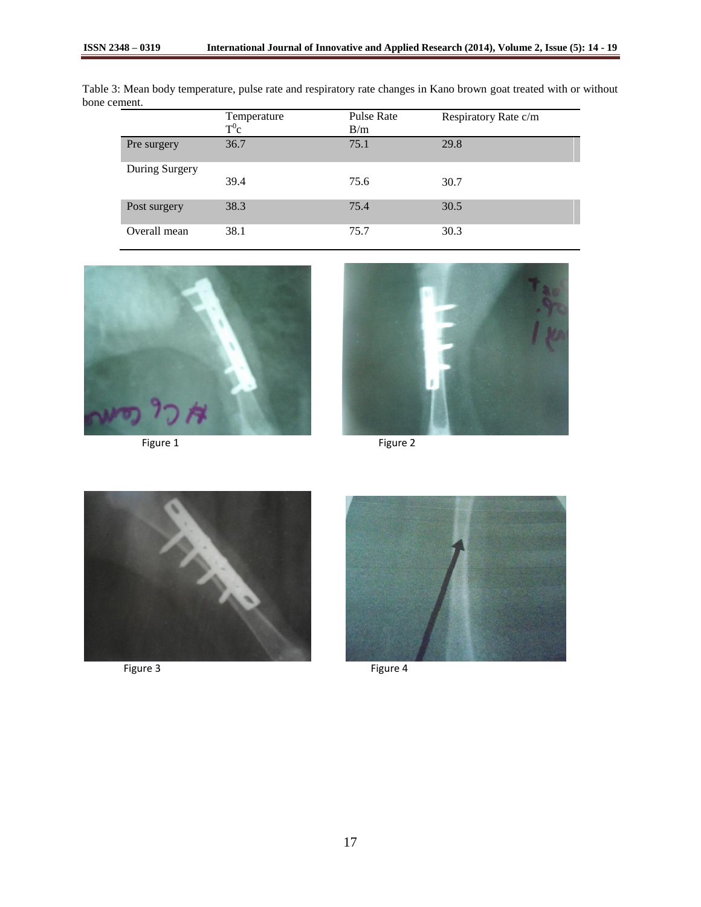Table 3: Mean body temperature, pulse rate and respiratory rate changes in Kano brown goat treated with or without bone cement.

| | Temperature $T^0c$ | Pulse Rate B/m | Respiratory Rate c/m |
|---|---|---|---|
| Pre surgery | 36.7 | 75.1 | 29.8 |
| During Surgery | 39.4 | 75.6 | 30.7 |
| Post surgery | 38.3 | 75.4 | 30.5 |
| Overall mean | 38.1 | 75.7 | 30.3 |

Figure 1

Figure 2

Figure 3

Figure 4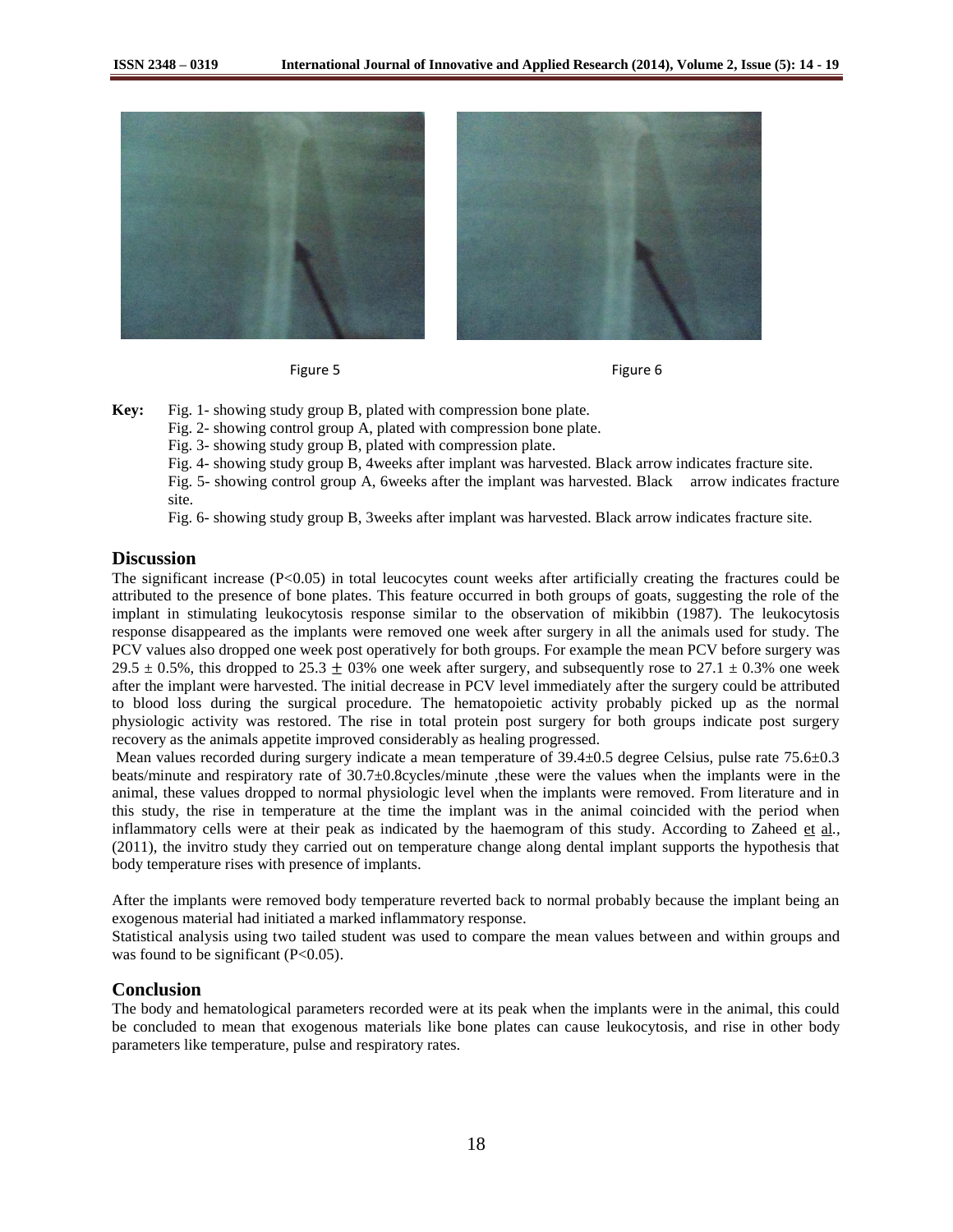Figure 5 Figure 6

**Key:** Fig. 1- showing study group B, plated with compression bone plate.

Fig. 2- showing control group A, plated with compression bone plate.

Fig. 3- showing study group B, plated with compression plate.

Fig. 4- showing study group B, 4weeks after implant was harvested. Black arrow indicates fracture site.

Fig. 5- showing control group A, 6weeks after the implant was harvested. Black arrow indicates fracture site.

Fig. 6- showing study group B, 3weeks after implant was harvested. Black arrow indicates fracture site.

## Discussion

The significant increase ($P<0.05$) in total leucocytes count weeks after artificially creating the fractures could be attributed to the presence of bone plates. This feature occurred in both groups of goats, suggesting the role of the implant in stimulating leukocytosis response similar to the observation of mikibbin (1987). The leukocytosis response disappeared as the implants were removed one week after surgery in all the animals used for study. The PCV values also dropped one week post operatively for both groups. For example the mean PCV before surgery was $29.5 \pm 0.5\%$, this dropped to $25.3 \pm 03\%$ one week after surgery, and subsequently rose to $27.1 \pm 0.3\%$ one week after the implant were harvested. The initial decrease in PCV level immediately after the surgery could be attributed to blood loss during the surgical procedure. The hematopoietic activity probably picked up as the normal physiologic activity was restored. The rise in total protein post surgery for both groups indicate post surgery recovery as the animals appetite improved considerably as healing progressed.

Mean values recorded during surgery indicate a mean temperature of 39.4±0.5 degree Celsius, pulse rate 75.6±0.3 beats/minute and respiratory rate of 30.7±0.8cycles/minute ,these were the values when the implants were in the animal, these values dropped to normal physiologic level when the implants were removed. From literature and in this study, the rise in temperature at the time the implant was in the animal coincided with the period when inflammatory cells were at their peak as indicated by the haemogram of this study. According to Zaheed et al., (2011), the invitro study they carried out on temperature change along dental implant supports the hypothesis that body temperature rises with presence of implants.

After the implants were removed body temperature reverted back to normal probably because the implant being an exogenous material had initiated a marked inflammatory response.

Statistical analysis using two tailed student was used to compare the mean values between and within groups and was found to be significant ($P<0.05$).

## Conclusion

The body and hematological parameters recorded were at its peak when the implants were in the animal, this could be concluded to mean that exogenous materials like bone plates can cause leukocytosis, and rise in other body parameters like temperature, pulse and respiratory rates.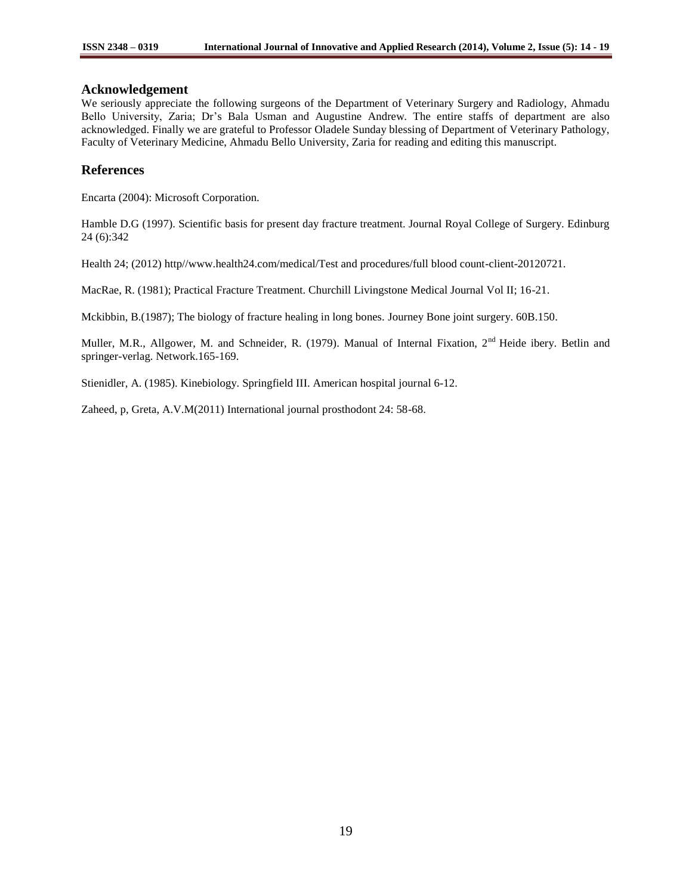## Acknowledgement

We seriously appreciate the following surgeons of the Department of Veterinary Surgery and Radiology, Ahmadu Bello University, Zaria; Dr’s Bala Usman and Augustine Andrew. The entire staffs of department are also acknowledged. Finally we are grateful to Professor Oladele Sunday blessing of Department of Veterinary Pathology, Faculty of Veterinary Medicine, Ahmadu Bello University, Zaria for reading and editing this manuscript.

## References

Encarta (2004): Microsoft Corporation.

Hamble D.G (1997). Scientific basis for present day fracture treatment. Journal Royal College of Surgery. Edinburg 24 (6):342

Health 24; (2012) http//www.health24.com/medical/Test and procedures/full blood count-client-20120721.

MacRae, R. (1981); Practical Fracture Treatment. Churchill Livingstone Medical Journal Vol II; 16-21.

Mckibbin, B.(1987); The biology of fracture healing in long bones. Journey Bone joint surgery. 60B.150.

Muller, M.R., Allgower, M. and Schneider, R. (1979). Manual of Internal Fixation, 2nd Heide ibery. Betlin and springer-verlag. Network.165-169.

Stienidler, A. (1985). Kinebiology. Springfield III. American hospital journal 6-12.

Zaheed, p, Greta, A.V.M(2011) International journal prosthodont 24: 58-68.